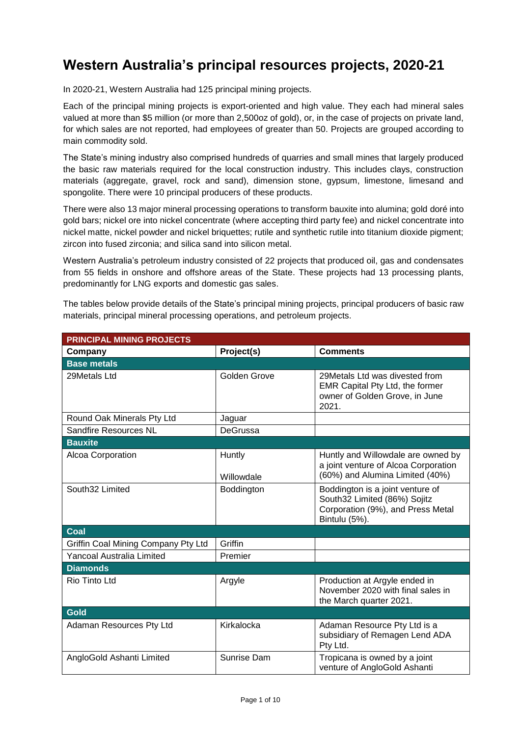# Western Australia's principal resources projects, 2020-21

In 2020-21, Western Australia had 125 principal mining projects.

Each of the principal mining projects is export-oriented and high value. They each had mineral sales valued at more than \$5 million (or more than 2,500oz of gold), or, in the case of projects on private land, for which sales are not reported, had employees of greater than 50. Projects are grouped according to main commodity sold.

The State's mining industry also comprised hundreds of quarries and small mines that largely produced the basic raw materials required for the local construction industry. This includes clays, construction materials (aggregate, gravel, rock and sand), dimension stone, gypsum, limestone, limesand and spongolite. There were 10 principal producers of these products.

There were also 13 major mineral processing operations to transform bauxite into alumina; gold doré into gold bars; nickel ore into nickel concentrate (where accepting third party fee) and nickel concentrate into nickel matte, nickel powder and nickel briquettes; rutile and synthetic rutile into titanium dioxide pigment; zircon into fused zirconia; and silica sand into silicon metal.

Western Australia's petroleum industry consisted of 22 projects that produced oil, gas and condensates from 55 fields in onshore and offshore areas of the State. These projects had 13 processing plants, predominantly for LNG exports and domestic gas sales.

The tables below provide details of the State's principal mining projects, principal producers of basic raw materials, principal mineral processing operations, and petroleum projects.

| **PRINCIPAL MINING PROJECTS** | | |
|---|---|---|
| **Company** | **Project(s)** | **Comments** |
| **Base metals** | | |
| 29Metals Ltd | Golden Grove | 29Metals Ltd was divested from EMR Capital Pty Ltd, the former owner of Golden Grove, in June 2021. |
| Round Oak Minerals Pty Ltd | Jaguar | |
| Sandfire Resources NL | DeGrussa | |
| **Bauxite** | | |
| Alcoa Corporation | Huntly<br>Willowdale | Huntly and Willowdale are owned by a joint venture of Alcoa Corporation (60%) and Alumina Limited (40%) |
| South32 Limited | Boddington | Boddington is a joint venture of South32 Limited (86%) Sojitz Corporation (9%), and Press Metal Bintulu (5%). |
| **Coal** | | |
| Griffin Coal Mining Company Pty Ltd | Griffin | |
| Yancoal Australia Limited | Premier | |
| **Diamonds** | | |
| Rio Tinto Ltd | Argyle | Production at Argyle ended in November 2020 with final sales in the March quarter 2021. |
| **Gold** | | |
| Adaman Resources Pty Ltd | Kirkalocka | Adaman Resource Pty Ltd is a subsidiary of Remagen Lend ADA Pty Ltd. |
| AngloGold Ashanti Limited | Sunrise Dam | Tropicana is owned by a joint venture of AngloGold Ashanti |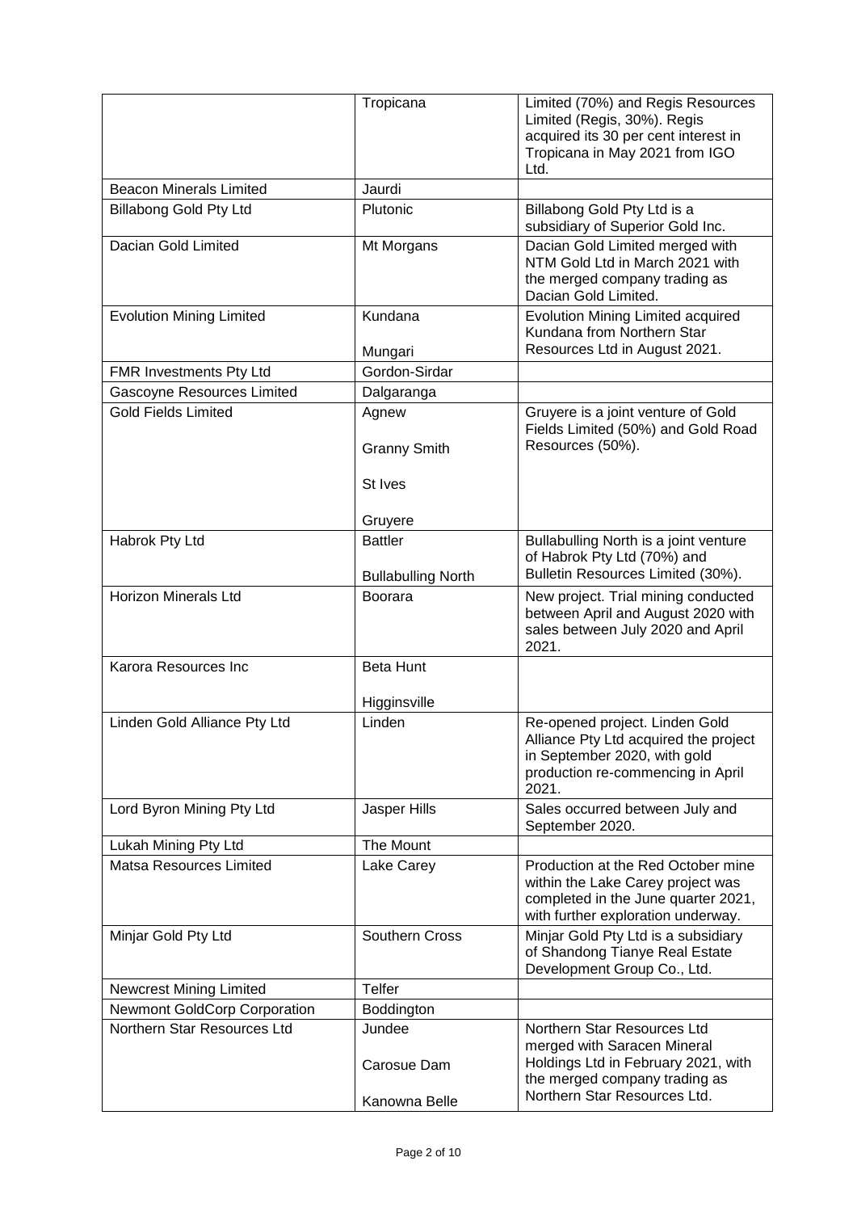| | | |
|---|---|---|
| | Tropicana | Limited (70%) and Regis Resources Limited (Regis, 30%). Regis acquired its 30 per cent interest in Tropicana in May 2021 from IGO Ltd. |
| Beacon Minerals Limited | Jaurdi | |
| Billabong Gold Pty Ltd | Plutonic | Billabong Gold Pty Ltd is a subsidiary of Superior Gold Inc. |
| Dacian Gold Limited | Mt Morgans | Dacian Gold Limited merged with NTM Gold Ltd in March 2021 with the merged company trading as Dacian Gold Limited. |
| Evolution Mining Limited | Kundana<br><br>Mungari | Evolution Mining Limited acquired Kundana from Northern Star Resources Ltd in August 2021. |
| FMR Investments Pty Ltd | Gordon-Sirdar | |
| Gascoyne Resources Limited | Dalgaranga | |
| Gold Fields Limited | Agnew<br><br>Granny Smith<br><br>St Ives<br><br>Gruyere | Gruyere is a joint venture of Gold Fields Limited (50%) and Gold Road Resources (50%). |
| Habrok Pty Ltd | Battler<br><br>Bullabulling North | Bullabulling North is a joint venture of Habrok Pty Ltd (70%) and Bulletin Resources Limited (30%). |
| Horizon Minerals Ltd | Boorara | New project. Trial mining conducted between April and August 2020 with sales between July 2020 and April 2021. |
| Karora Resources Inc | Beta Hunt<br><br>Higginsville | |
| Linden Gold Alliance Pty Ltd | Linden | Re-opened project. Linden Gold Alliance Pty Ltd acquired the project in September 2020, with gold production re-commencing in April 2021. |
| Lord Byron Mining Pty Ltd | Jasper Hills | Sales occurred between July and September 2020. |
| Lukah Mining Pty Ltd | The Mount | |
| Matsa Resources Limited | Lake Carey | Production at the Red October mine within the Lake Carey project was completed in the June quarter 2021, with further exploration underway. |
| Minjar Gold Pty Ltd | Southern Cross | Minjar Gold Pty Ltd is a subsidiary of Shandong Tianye Real Estate Development Group Co., Ltd. |
| Newcrest Mining Limited | Telfer | |
| Newmont GoldCorp Corporation | Boddington | |
| Northern Star Resources Ltd | Jundee<br><br>Carosue Dam<br><br>Kanowna Belle | Northern Star Resources Ltd merged with Saracen Mineral Holdings Ltd in February 2021, with the merged company trading as Northern Star Resources Ltd. |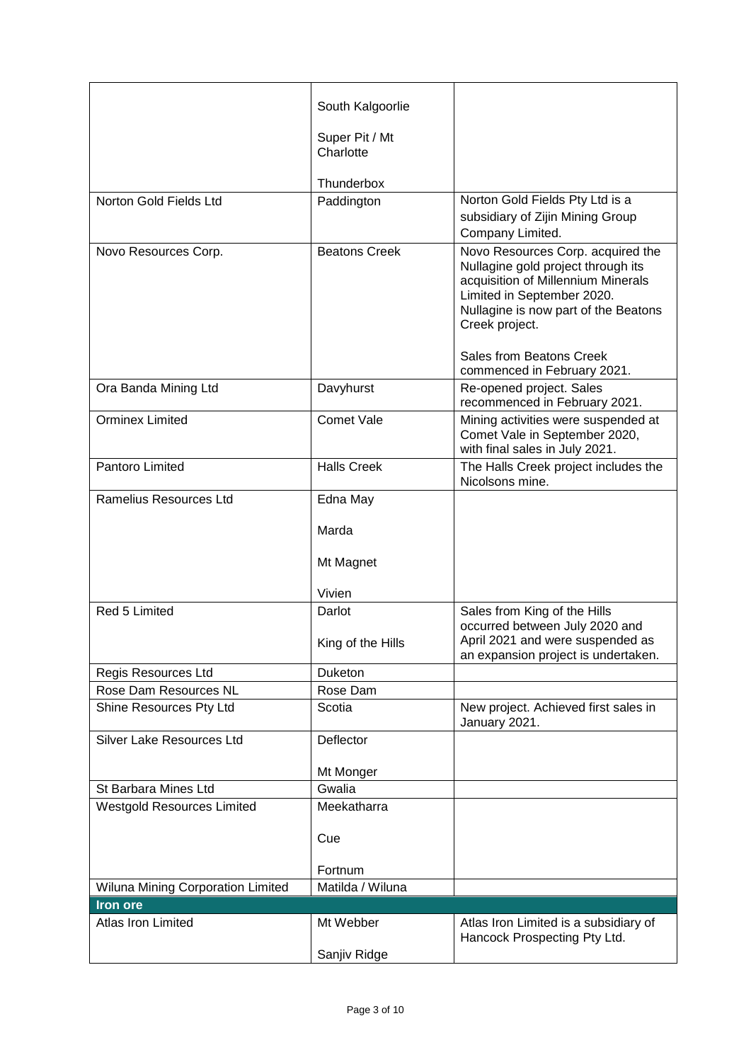| | | |
|---|---|---|
| | South Kalgoorlie<br><br>Super Pit / Mt Charlotte<br><br>Thunderbox | |
| Norton Gold Fields Ltd | Paddington | Norton Gold Fields Pty Ltd is a subsidiary of Zijin Mining Group Company Limited. |
| Novo Resources Corp. | Beatons Creek | Novo Resources Corp. acquired the Nullagine gold project through its acquisition of Millennium Minerals Limited in September 2020. Nullagine is now part of the Beatons Creek project.<br><br>Sales from Beatons Creek commenced in February 2021. |
| Ora Banda Mining Ltd | Davyhurst | Re-opened project. Sales recommenced in February 2021. |
| Orminex Limited | Comet Vale | Mining activities were suspended at Comet Vale in September 2020, with final sales in July 2021. |
| Pantoro Limited | Halls Creek | The Halls Creek project includes the Nicolsons mine. |
| Ramelius Resources Ltd | Edna May<br><br>Marda<br><br>Mt Magnet<br><br>Vivien | |
| Red 5 Limited | Darlot<br><br>King of the Hills | Sales from King of the Hills occurred between July 2020 and April 2021 and were suspended as an expansion project is undertaken. |
| Regis Resources Ltd | Duketon | |
| Rose Dam Resources NL | Rose Dam | |
| Shine Resources Pty Ltd | Scotia | New project. Achieved first sales in January 2021. |
| Silver Lake Resources Ltd | Deflector<br><br>Mt Monger | |
| St Barbara Mines Ltd | Gwalia | |
| Westgold Resources Limited | Meekatharra<br><br>Cue<br><br>Fortnum | |
| Wiluna Mining Corporation Limited | Matilda / Wiluna | |
| **Iron ore** | | |
| Atlas Iron Limited | Mt Webber<br><br>Sanjiv Ridge | Atlas Iron Limited is a subsidiary of Hancock Prospecting Pty Ltd. |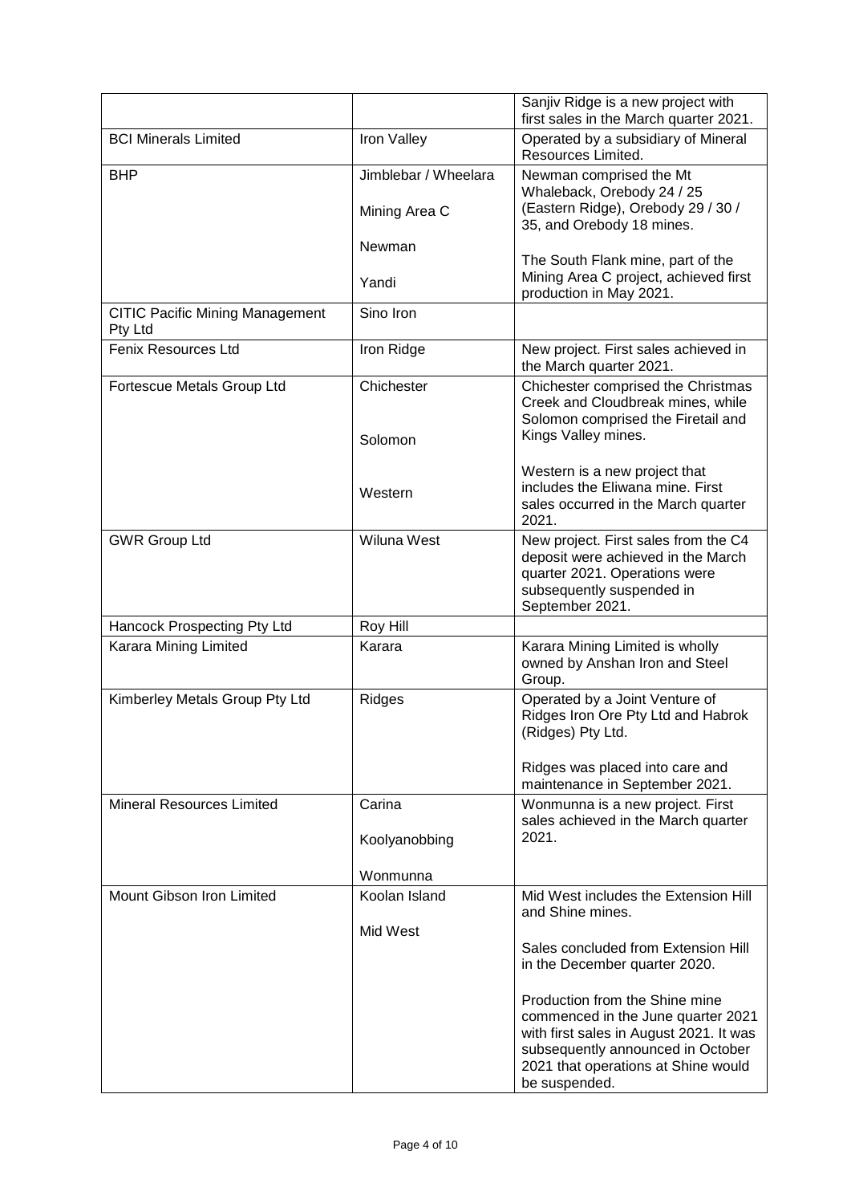| | | |
|---|---|---|
| | | Sanjiv Ridge is a new project with first sales in the March quarter 2021. |
| BCI Minerals Limited | Iron Valley | Operated by a subsidiary of Mineral Resources Limited. |
| BHP | Jimblebar / Wheelara<br><br>Mining Area C<br><br>Newman<br><br>Yandi | Newman comprised the Mt Whaleback, Orebody 24 / 25 (Eastern Ridge), Orebody 29 / 30 / 35, and Orebody 18 mines.<br><br>The South Flank mine, part of the Mining Area C project, achieved first production in May 2021. |
| CITIC Pacific Mining Management Pty Ltd | Sino Iron | |
| Fenix Resources Ltd | Iron Ridge | New project. First sales achieved in the March quarter 2021. |
| Fortescue Metals Group Ltd | Chichester<br><br>Solomon<br><br>Western | Chichester comprised the Christmas Creek and Cloudbreak mines, while Solomon comprised the Firetail and Kings Valley mines.<br><br>Western is a new project that includes the Eliwana mine. First sales occurred in the March quarter 2021. |
| GWR Group Ltd | Wiluna West | New project. First sales from the C4 deposit were achieved in the March quarter 2021. Operations were subsequently suspended in September 2021. |
| Hancock Prospecting Pty Ltd | Roy Hill | |
| Karara Mining Limited | Karara | Karara Mining Limited is wholly owned by Anshan Iron and Steel Group. |
| Kimberley Metals Group Pty Ltd | Ridges | Operated by a Joint Venture of Ridges Iron Ore Pty Ltd and Habrok (Ridges) Pty Ltd.<br><br>Ridges was placed into care and maintenance in September 2021. |
| Mineral Resources Limited | Carina<br><br>Koolyanobbing<br><br>Wonmunna | Wonmunna is a new project. First sales achieved in the March quarter 2021. |
| Mount Gibson Iron Limited | Koolan Island<br><br>Mid West | Mid West includes the Extension Hill and Shine mines.<br><br>Sales concluded from Extension Hill in the December quarter 2020.<br><br>Production from the Shine mine commenced in the June quarter 2021 with first sales in August 2021. It was subsequently announced in October 2021 that operations at Shine would be suspended. |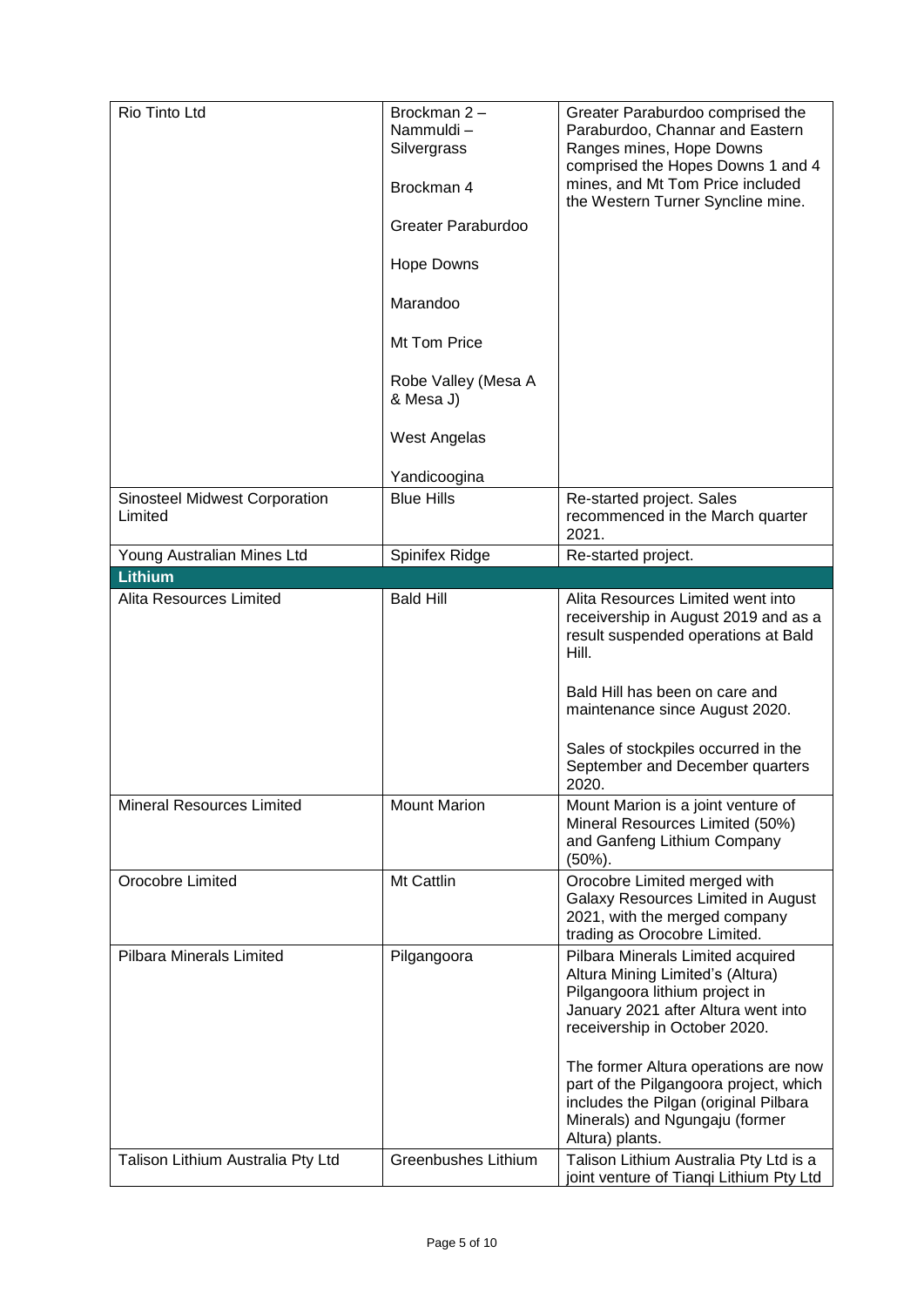| | | |
|---|---|---|
| Rio Tinto Ltd | Brockman 2 – Nammuldi – Silvergrass<br><br>Brockman 4<br><br>Greater Paraburdoo<br><br>Hope Downs<br><br>Marandoo<br><br>Mt Tom Price<br><br>Robe Valley (Mesa A & Mesa J)<br><br>West Angelas<br><br>Yandicoogina | Greater Paraburdoo comprised the Paraburdoo, Channar and Eastern Ranges mines, Hope Downs comprised the Hopes Downs 1 and 4 mines, and Mt Tom Price included the Western Turner Syncline mine. |
| Sinosteel Midwest Corporation Limited | Blue Hills | Re-started project. Sales recommenced in the March quarter 2021. |
| Young Australian Mines Ltd | Spinifex Ridge | Re-started project. |
| **Lithium** | | |
| Alita Resources Limited | Bald Hill | Alita Resources Limited went into receivership in August 2019 and as a result suspended operations at Bald Hill.<br><br>Bald Hill has been on care and maintenance since August 2020.<br><br>Sales of stockpiles occurred in the September and December quarters 2020. |
| Mineral Resources Limited | Mount Marion | Mount Marion is a joint venture of Mineral Resources Limited (50%) and Ganfeng Lithium Company (50%). |
| Orocobre Limited | Mt Cattlin | Orocobre Limited merged with Galaxy Resources Limited in August 2021, with the merged company trading as Orocobre Limited. |
| Pilbara Minerals Limited | Pilgangoora | Pilbara Minerals Limited acquired Altura Mining Limited's (Altura) Pilgangoora lithium project in January 2021 after Altura went into receivership in October 2020.<br><br>The former Altura operations are now part of the Pilgangoora project, which includes the Pilgan (original Pilbara Minerals) and Ngungaju (former Altura) plants. |
| Talison Lithium Australia Pty Ltd | Greenbushes Lithium | Talison Lithium Australia Pty Ltd is a joint venture of Tianqi Lithium Pty Ltd |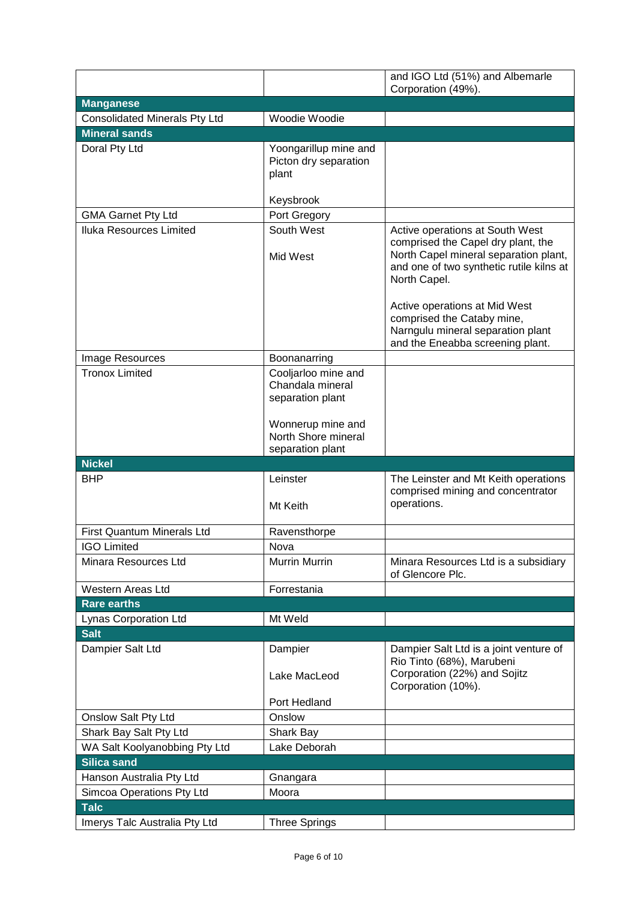| | | |
|---|---|---|
| | | and IGO Ltd (51%) and Albemarle Corporation (49%). |
| **Manganese** | | |
| Consolidated Minerals Pty Ltd | Woodie Woodie | |
| **Mineral sands** | | |
| Doral Pty Ltd | Yoongarillup mine and Picton dry separation plant<br><br>Keysbrook | |
| GMA Garnet Pty Ltd | Port Gregory | |
| Iluka Resources Limited | South West<br><br>Mid West | Active operations at South West comprised the Capel dry plant, the North Capel mineral separation plant, and one of two synthetic rutile kilns at North Capel.<br><br>Active operations at Mid West comprised the Cataby mine, Narngulu mineral separation plant and the Eneabba screening plant. |
| Image Resources | Boonanarring | |
| Tronox Limited | Cooljarloo mine and Chandala mineral separation plant<br><br>Wonnerup mine and North Shore mineral separation plant | |
| **Nickel** | | |
| BHP | Leinster<br><br>Mt Keith | The Leinster and Mt Keith operations comprised mining and concentrator operations. |
| First Quantum Minerals Ltd | Ravensthorpe | |
| IGO Limited | Nova | |
| Minara Resources Ltd | Murrin Murrin | Minara Resources Ltd is a subsidiary of Glencore Plc. |
| Western Areas Ltd | Forrestania | |
| **Rare earths** | | |
| Lynas Corporation Ltd | Mt Weld | |
| **Salt** | | |
| Dampier Salt Ltd | Dampier<br><br>Lake MacLeod<br><br>Port Hedland | Dampier Salt Ltd is a joint venture of Rio Tinto (68%), Marubeni Corporation (22%) and Sojitz Corporation (10%). |
| Onslow Salt Pty Ltd | Onslow | |
| Shark Bay Salt Pty Ltd | Shark Bay | |
| WA Salt Koolyanobbing Pty Ltd | Lake Deborah | |
| **Silica sand** | | |
| Hanson Australia Pty Ltd | Gnangara | |
| Simcoa Operations Pty Ltd | Moora | |
| **Talc** | | |
| Imerys Talc Australia Pty Ltd | Three Springs | |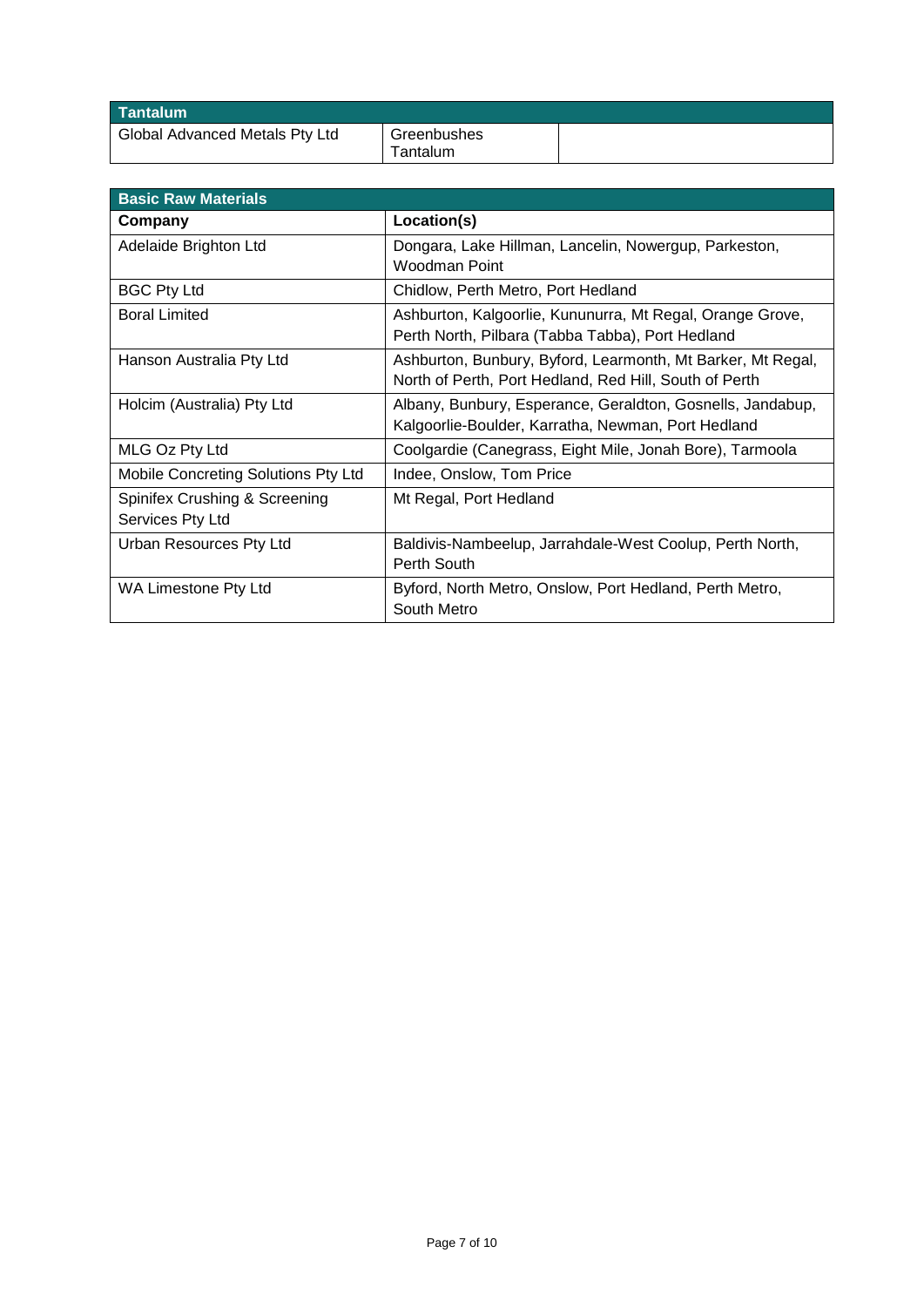| Tantalum | | |
|---|---|---|
| Global Advanced Metals Pty Ltd | Greenbushes Tantalum | |

| Basic Raw Materials | |
|---|---|
| **Company** | **Location(s)** |
| Adelaide Brighton Ltd | Dongara, Lake Hillman, Lancelin, Nowergup, Parkeston, Woodman Point |
| BGC Pty Ltd | Chidlow, Perth Metro, Port Hedland |
| Boral Limited | Ashburton, Kalgoorlie, Kununurra, Mt Regal, Orange Grove, Perth North, Pilbara (Tabba Tabba), Port Hedland |
| Hanson Australia Pty Ltd | Ashburton, Bunbury, Byford, Learmonth, Mt Barker, Mt Regal, North of Perth, Port Hedland, Red Hill, South of Perth |
| Holcim (Australia) Pty Ltd | Albany, Bunbury, Esperance, Geraldton, Gosnells, Jandabup, Kalgoorlie-Boulder, Karratha, Newman, Port Hedland |
| MLG Oz Pty Ltd | Coolgardie (Canegrass, Eight Mile, Jonah Bore), Tarmoola |
| Mobile Concreting Solutions Pty Ltd | Indee, Onslow, Tom Price |
| Spinifex Crushing & Screening Services Pty Ltd | Mt Regal, Port Hedland |
| Urban Resources Pty Ltd | Baldivis-Nambeelup, Jarrahdale-West Coolup, Perth North, Perth South |
| WA Limestone Pty Ltd | Byford, North Metro, Onslow, Port Hedland, Perth Metro, South Metro |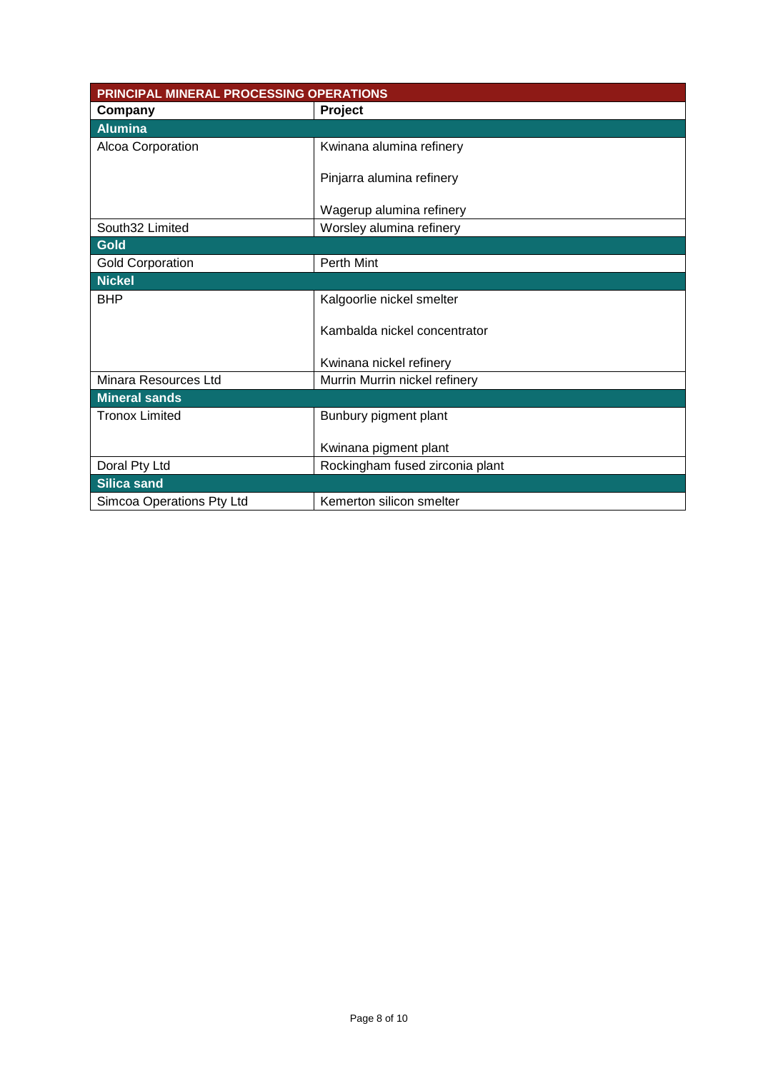| PRINCIPAL MINERAL PROCESSING OPERATIONS | |
|---|---|
| **Company** | **Project** |
| **Alumina** | |
| Alcoa Corporation | Kwinana alumina refinery<br><br>Pinjarra alumina refinery<br><br>Wagerup alumina refinery |
| South32 Limited | Worsley alumina refinery |
| **Gold** | |
| Gold Corporation | Perth Mint |
| **Nickel** | |
| BHP | Kalgoorlie nickel smelter<br><br>Kambalda nickel concentrator<br><br>Kwinana nickel refinery |
| Minara Resources Ltd | Murrin Murrin nickel refinery |
| **Mineral sands** | |
| Tronox Limited | Bunbury pigment plant<br><br>Kwinana pigment plant |
| Doral Pty Ltd | Rockingham fused zirconia plant |
| **Silica sand** | |
| Simcoa Operations Pty Ltd | Kemerton silicon smelter |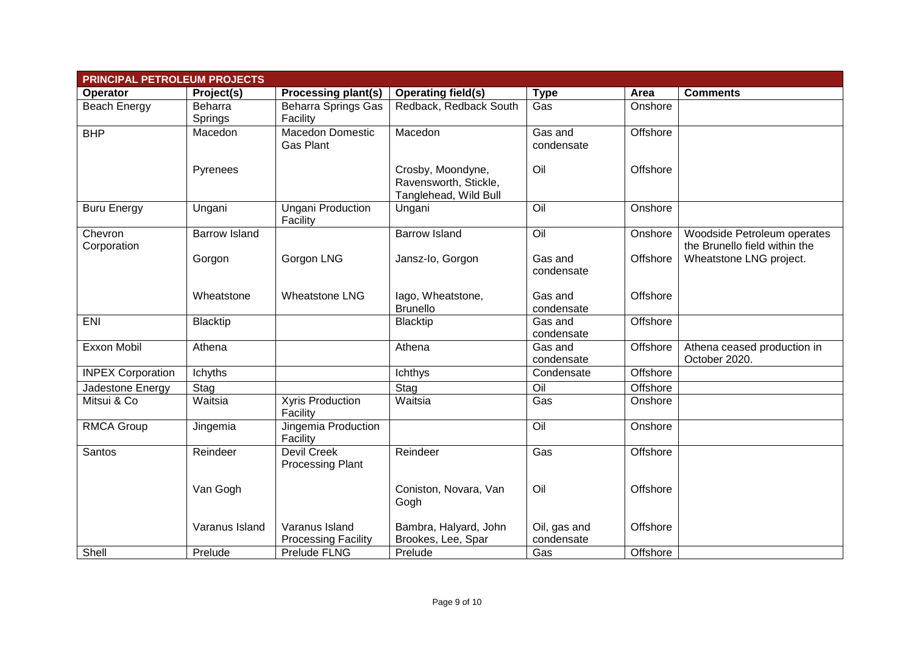| PRINCIPAL PETROLEUM PROJECTS | | | | | | |
|---|---|---|---|---|---|---|
| **Operator** | **Project(s)** | **Processing plant(s)** | **Operating field(s)** | **Type** | **Area** | **Comments** |
| Beach Energy | Beharra Springs | Beharra Springs Gas Facility | Redback, Redback South | Gas | Onshore | |
| BHP | Macedon | Macedon Domestic Gas Plant | Macedon | Gas and condensate | Offshore | |
| | Pyrenees | | Crosby, Moondyne, Ravensworth, Stickle, Tanglehead, Wild Bull | Oil | Offshore | |
| Buru Energy | Ungani | Ungani Production Facility | Ungani | Oil | Onshore | |
| Chevron Corporation | Barrow Island | | Barrow Island | Oil | Onshore | Woodside Petroleum operates the Brunello field within the Wheatstone LNG project. |
| | Gorgon | Gorgon LNG | Jansz-Io, Gorgon | Gas and condensate | Offshore | |
| | Wheatstone | Wheatstone LNG | Iago, Wheatstone, Brunello | Gas and condensate | Offshore | |
| ENI | Blacktip | | Blacktip | Gas and condensate | Offshore | |
| Exxon Mobil | Athena | | Athena | Gas and condensate | Offshore | Athena ceased production in October 2020. |
| INPEX Corporation | Ichyths | | Ichthys | Condensate | Offshore | |
| Jadestone Energy | Stag | | Stag | Oil | Offshore | |
| Mitsui & Co | Waitsia | Xyris Production Facility | Waitsia | Gas | Onshore | |
| RMCA Group | Jingemia | Jingemia Production Facility | | Oil | Onshore | |
| Santos | Reindeer | Devil Creek Processing Plant | Reindeer | Gas | Offshore | |
| | Van Gogh | | Coniston, Novara, Van Gogh | Oil | Offshore | |
| | Varanus Island | Varanus Island Processing Facility | Bambra, Halyard, John Brookes, Lee, Spar | Oil, gas and condensate | Offshore | |
| Shell | Prelude | Prelude FLNG | Prelude | Gas | Offshore | |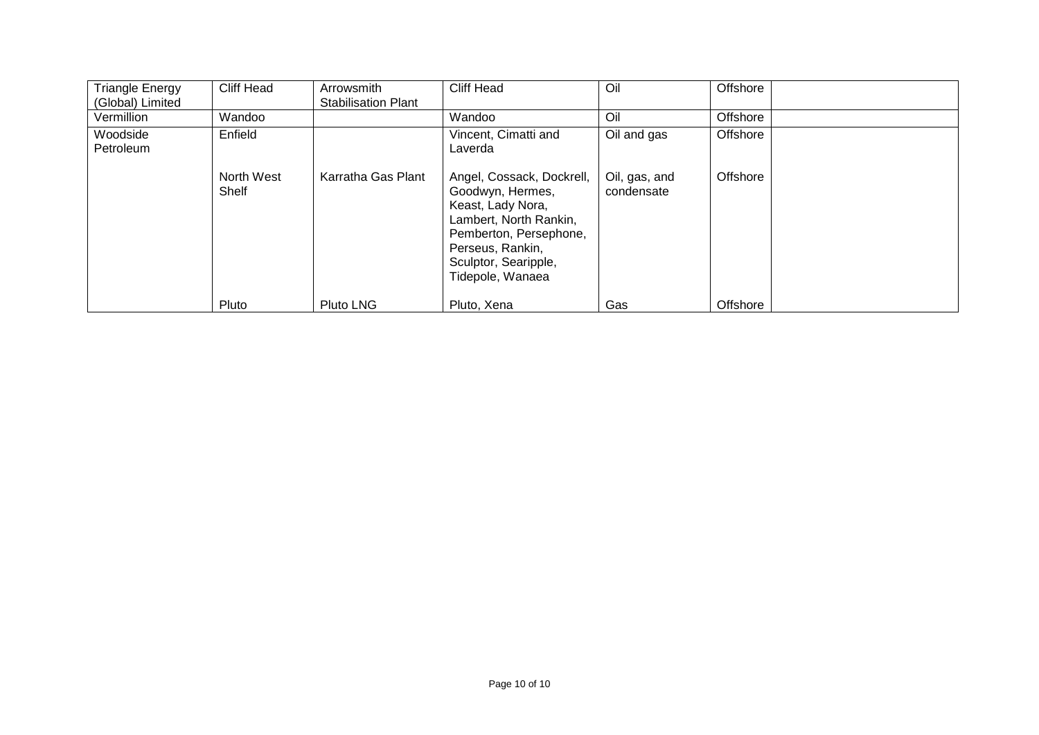| | | | | | | |
|---|---|---|---|---|---|---|
| Triangle Energy (Global) Limited | Cliff Head | Arrowsmith Stabilisation Plant | Cliff Head | Oil | Offshore | |
| Vermillion | Wandoo | | Wandoo | Oil | Offshore | |
| Woodside Petroleum | Enfield | | Vincent, Cimatti and Laverda | Oil and gas | Offshore | |
| | North West Shelf | Karratha Gas Plant | Angel, Cossack, Dockrell, Goodwyn, Hermes, Keast, Lady Nora, Lambert, North Rankin, Pemberton, Persephone, Perseus, Rankin, Sculptor, Searipple, Tidepole, Wanaea | Oil, gas, and condensate | Offshore | |
| | Pluto | Pluto LNG | Pluto, Xena | Gas | Offshore | |